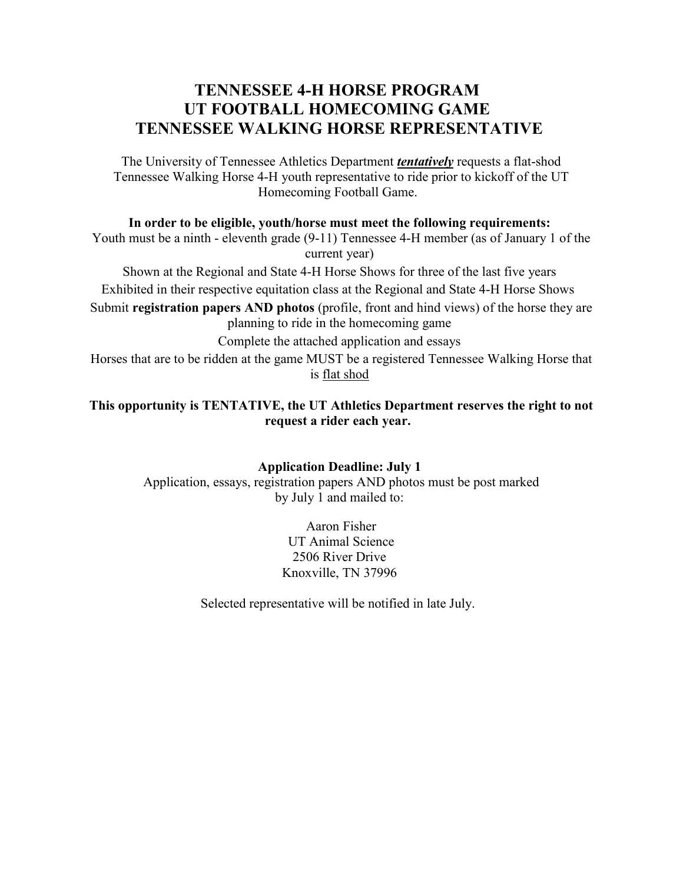# TENNESSEE 4-H HORSE PROGRAM
# UT FOOTBALL HOMECOMING GAME
# TENNESSEE WALKING HORSE REPRESENTATIVE

The University of Tennessee Athletics Department ***tentatively*** requests a flat-shod Tennessee Walking Horse 4-H youth representative to ride prior to kickoff of the UT Homecoming Football Game.

**In order to be eligible, youth/horse must meet the following requirements:**

Youth must be a ninth - eleventh grade (9-11) Tennessee 4-H member (as of January 1 of the current year)

Shown at the Regional and State 4-H Horse Shows for three of the last five years

Exhibited in their respective equitation class at the Regional and State 4-H Horse Shows

Submit **registration papers AND photos** (profile, front and hind views) of the horse they are planning to ride in the homecoming game

Complete the attached application and essays

Horses that are to be ridden at the game MUST be a registered Tennessee Walking Horse that is flat shod

**This opportunity is TENTATIVE, the UT Athletics Department reserves the right to not request a rider each year.**

**Application Deadline: July 1**

Application, essays, registration papers AND photos must be post marked by July 1 and mailed to:

Aaron Fisher
UT Animal Science
2506 River Drive
Knoxville, TN 37996

Selected representative will be notified in late July.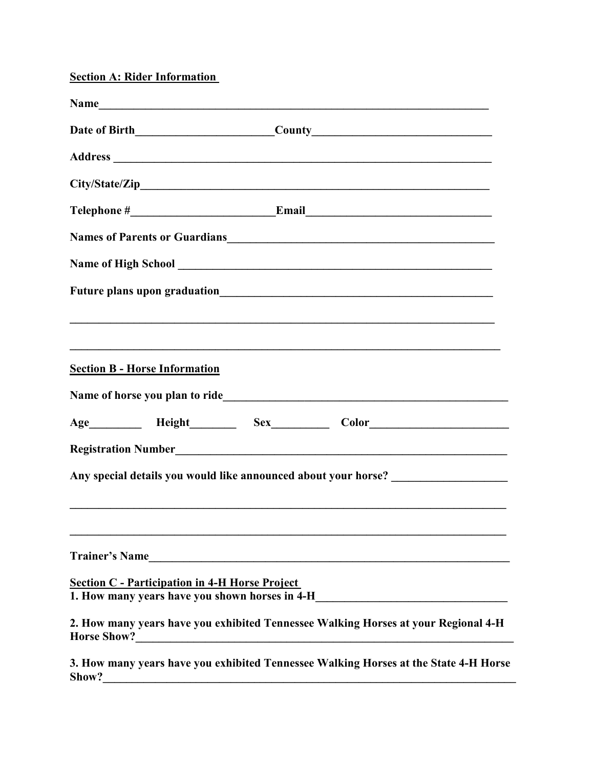**Section A: Rider Information**

**Name**_______________________________________________________________________

**Date of Birth**________________________**County**______________________________

**Address** _____________________________________________________________________

**City/State/Zip**_________________________________________________________________

**Telephone #**_________________________**Email**________________________________

**Names of Parents or Guardians**_______________________________________________

**Name of High School** ___________________________________________________________

**Future plans upon graduation**_________________________________________________

_________________________________________________________________________________

_________________________________________________________________________________

**Section B - Horse Information**

**Name of horse you plan to ride**_______________________________________________

**Age**_________ **Height**________ **Sex**__________ **Color**________________________

**Registration Number**___________________________________________________________

**Any special details you would like announced about your horse?** ___________________

_________________________________________________________________________________

_________________________________________________________________________________

**Trainer's Name**________________________________________________________________

**Section C - Participation in 4-H Horse Project**

**1. How many years have you shown horses in 4-H**_________________________________

**2. How many years have you exhibited Tennessee Walking Horses at your Regional 4-H Horse Show?**________________________________________________________________

**3. How many years have you exhibited Tennessee Walking Horses at the State 4-H Horse Show?**________________________________________________________________________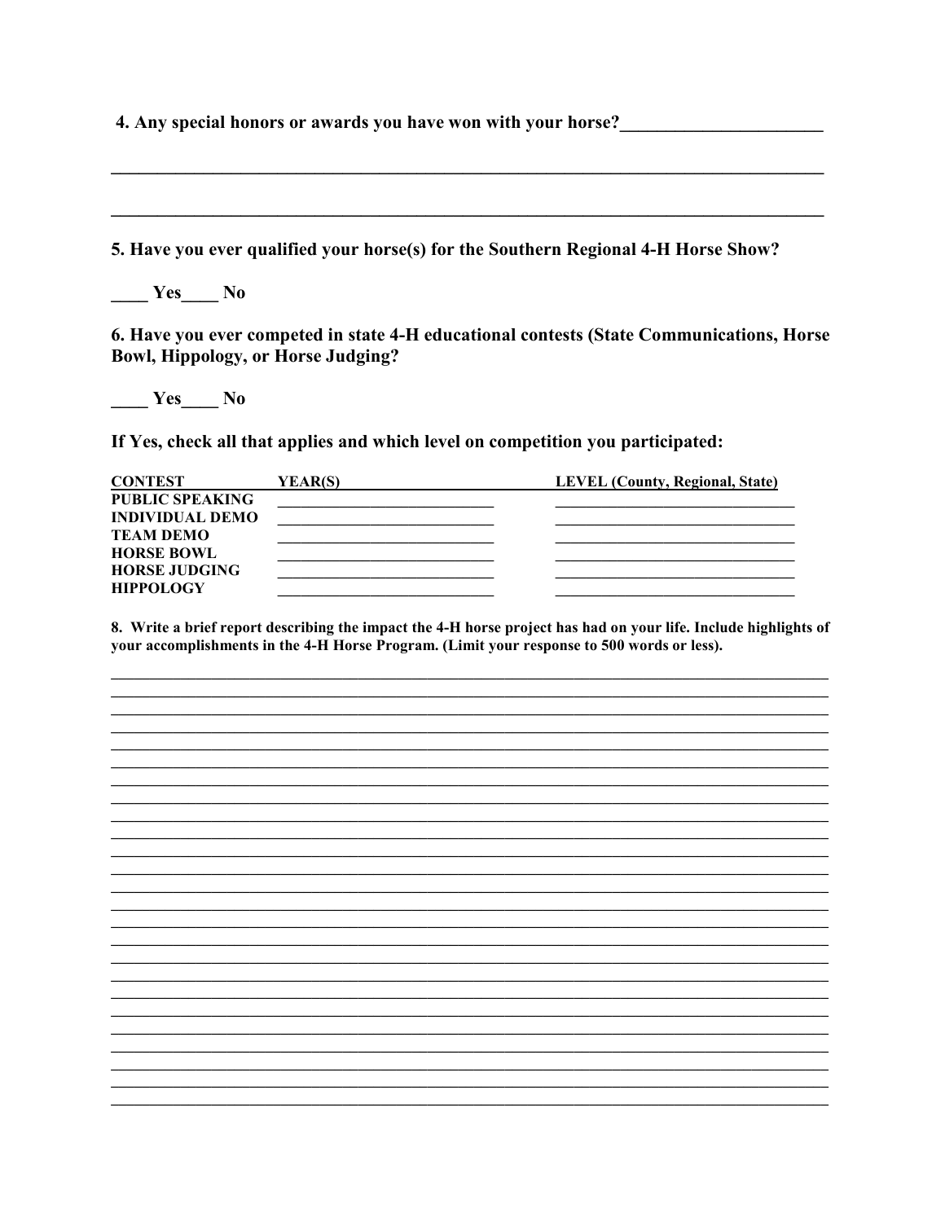**4. Any special honors or awards you have won with your horse?______________________**

_______________________________________________________________________________

_______________________________________________________________________________

**5. Have you ever qualified your horse(s) for the Southern Regional 4-H Horse Show?**

**____ Yes____ No**

**6. Have you ever competed in state 4-H educational contests (State Communications, Horse Bowl, Hippology, or Horse Judging?**

**____ Yes____ No**

**If Yes, check all that applies and which level on competition you participated:**

| CONTEST | YEAR(S) | LEVEL (County, Regional, State) |
|---|---|---|
| PUBLIC SPEAKING | | |
| INDIVIDUAL DEMO | | |
| TEAM DEMO | | |
| HORSE BOWL | | |
| HORSE JUDGING | | |
| HIPPOLOGY | | |

**8. Write a brief report describing the impact the 4-H horse project has had on your life. Include highlights of your accomplishments in the 4-H Horse Program. (Limit your response to 500 words or less).**

_______________________________________________________________________________
_______________________________________________________________________________
_______________________________________________________________________________
_______________________________________________________________________________
_______________________________________________________________________________
_______________________________________________________________________________
_______________________________________________________________________________
_______________________________________________________________________________
_______________________________________________________________________________
_______________________________________________________________________________
_______________________________________________________________________________
_______________________________________________________________________________
_______________________________________________________________________________
_______________________________________________________________________________
_______________________________________________________________________________
_______________________________________________________________________________
_______________________________________________________________________________
_______________________________________________________________________________
_______________________________________________________________________________
_______________________________________________________________________________
_______________________________________________________________________________
_______________________________________________________________________________
_______________________________________________________________________________
_______________________________________________________________________________
_______________________________________________________________________________